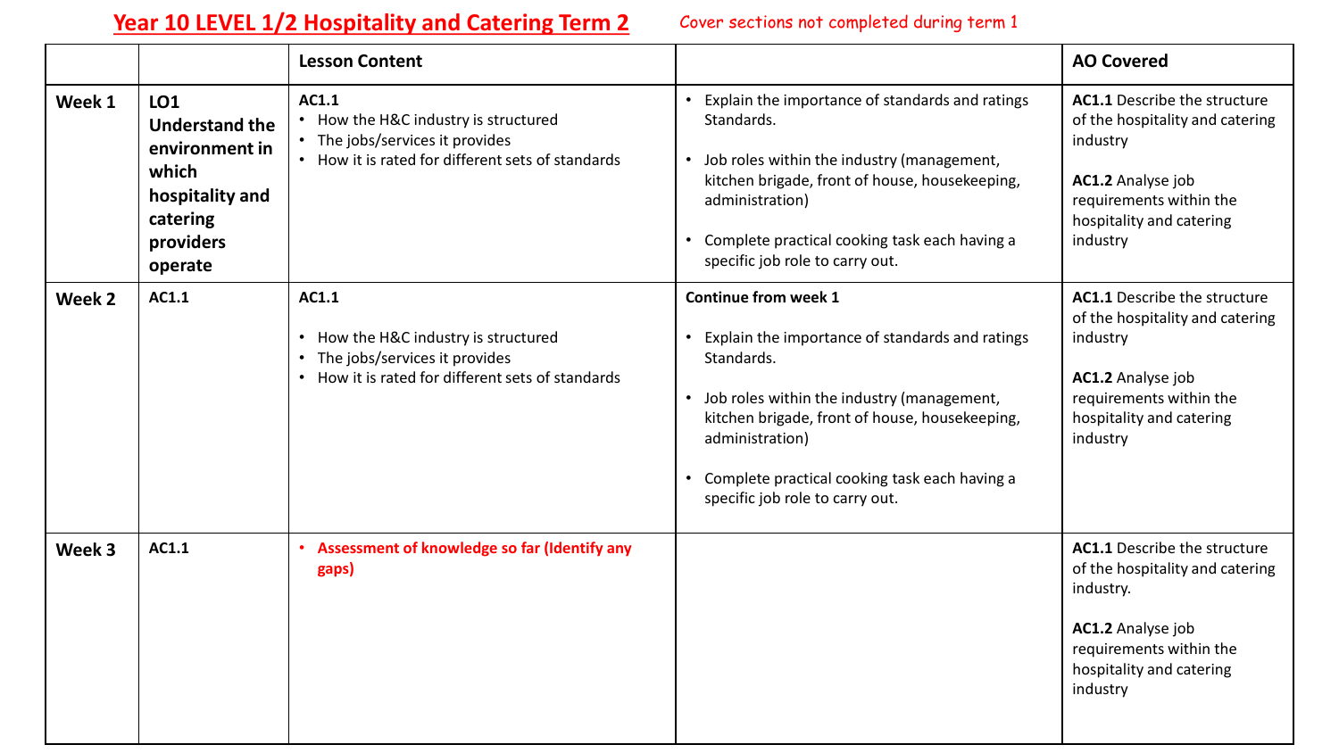# Year 10 LEVEL 1/2 Hospitality and Catering Term 2

Cover sections not completed during term 1

| | | Lesson Content | | AO Covered |
|---|---|---|---|---|
| **Week 1** | **LO1 Understand the environment in which hospitality and catering providers operate** | **AC1.1**<br>• How the H&C industry is structured<br>• The jobs/services it provides<br>• How it is rated for different sets of standards | • Explain the importance of standards and ratings Standards.<br><br>• Job roles within the industry (management, kitchen brigade, front of house, housekeeping, administration)<br><br>• Complete practical cooking task each having a specific job role to carry out. | **AC1.1** Describe the structure of the hospitality and catering industry<br><br>**AC1.2** Analyse job requirements within the hospitality and catering industry |
| **Week 2** | **AC1.1** | **AC1.1**<br><br>• How the H&C industry is structured<br>• The jobs/services it provides<br>• How it is rated for different sets of standards | **Continue from week 1**<br><br>• Explain the importance of standards and ratings Standards.<br><br>• Job roles within the industry (management, kitchen brigade, front of house, housekeeping, administration)<br><br>• Complete practical cooking task each having a specific job role to carry out. | **AC1.1** Describe the structure of the hospitality and catering industry<br><br>**AC1.2** Analyse job requirements within the hospitality and catering industry |
| **Week 3** | **AC1.1** | • **Assessment of knowledge so far (Identify any gaps)** | | **AC1.1** Describe the structure of the hospitality and catering industry.<br><br>**AC1.2** Analyse job requirements within the hospitality and catering industry |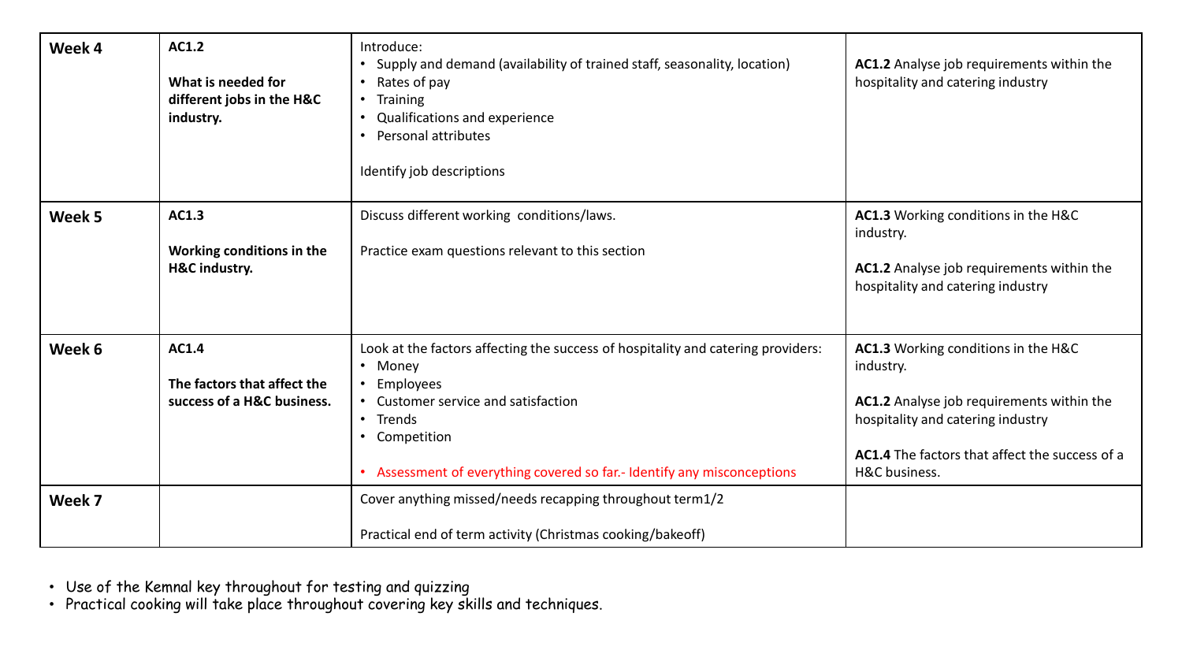| | | | |
|---|---|---|---|
| **Week 4** | **AC1.2**<br><br>**What is needed for different jobs in the H&C industry.** | Introduce:<br>• Supply and demand (availability of trained staff, seasonality, location)<br>• Rates of pay<br>• Training<br>• Qualifications and experience<br>• Personal attributes<br><br>Identify job descriptions | **AC1.2** Analyse job requirements within the hospitality and catering industry |
| **Week 5** | **AC1.3**<br><br>**Working conditions in the H&C industry.** | Discuss different working conditions/laws.<br><br>Practice exam questions relevant to this section | **AC1.3** Working conditions in the H&C industry.<br><br>**AC1.2** Analyse job requirements within the hospitality and catering industry |
| **Week 6** | **AC1.4**<br><br>**The factors that affect the success of a H&C business.** | Look at the factors affecting the success of hospitality and catering providers:<br>• Money<br>• Employees<br>• Customer service and satisfaction<br>• Trends<br>• Competition<br><br>• Assessment of everything covered so far.- Identify any misconceptions | **AC1.3** Working conditions in the H&C industry.<br><br>**AC1.2** Analyse job requirements within the hospitality and catering industry<br><br>**AC1.4** The factors that affect the success of a H&C business. |
| **Week 7** | | Cover anything missed/needs recapping throughout term1/2<br><br>Practical end of term activity (Christmas cooking/bakeoff) | |

- Use of the Kemnal key throughout for testing and quizzing
- Practical cooking will take place throughout covering key skills and techniques.